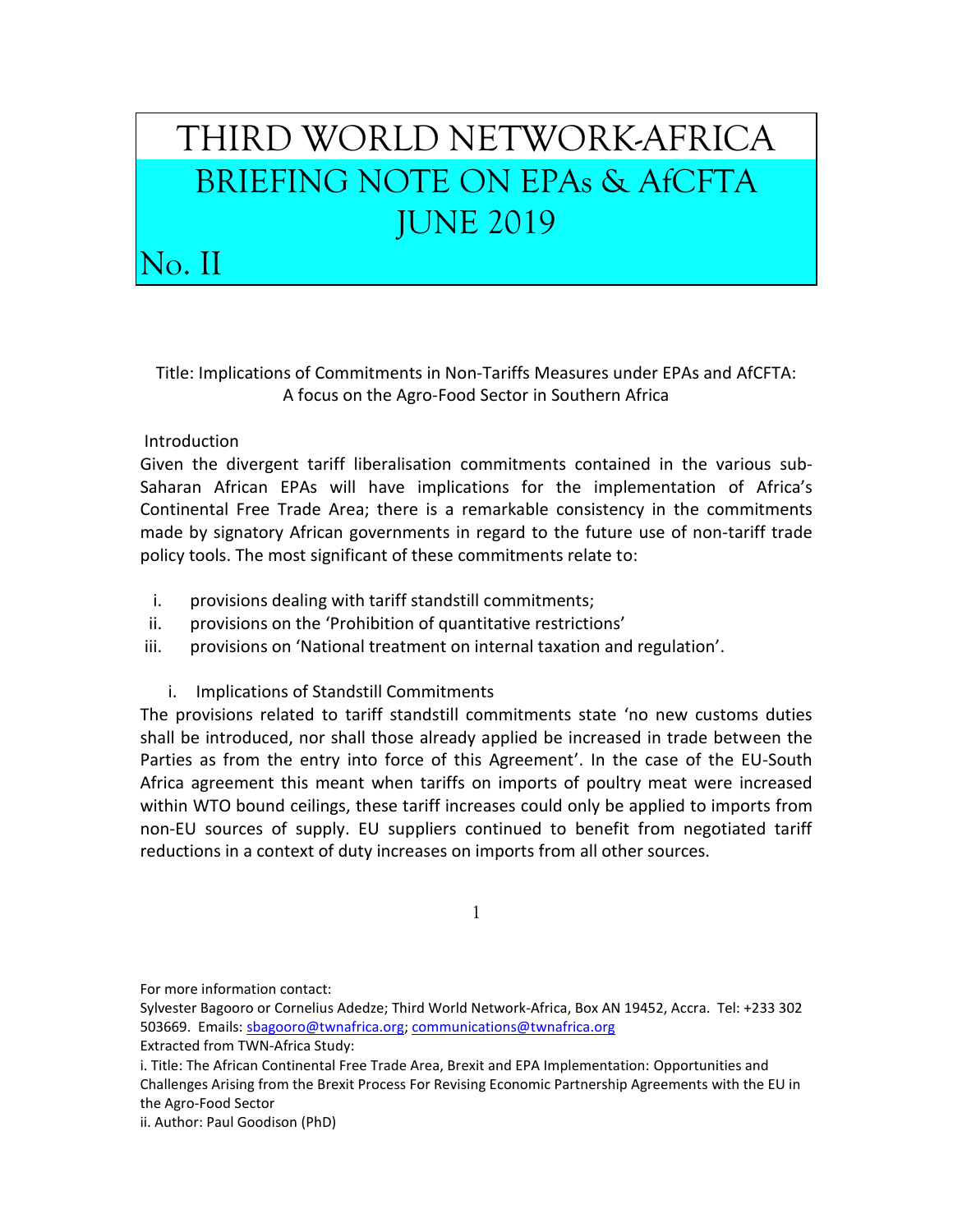# THIRD WORLD NETWORK-AFRICA

## BRIEFING NOTE ON EPAs & AfCFTA

## JUNE 2019

## No. II

Title: Implications of Commitments in Non-Tariffs Measures under EPAs and AfCFTA: A focus on the Agro-Food Sector in Southern Africa

Introduction

Given the divergent tariff liberalisation commitments contained in the various sub-Saharan African EPAs will have implications for the implementation of Africa's Continental Free Trade Area; there is a remarkable consistency in the commitments made by signatory African governments in regard to the future use of non-tariff trade policy tools. The most significant of these commitments relate to:

i. provisions dealing with tariff standstill commitments;
ii. provisions on the 'Prohibition of quantitative restrictions'
iii. provisions on 'National treatment on internal taxation and regulation'.

i. Implications of Standstill Commitments

The provisions related to tariff standstill commitments state 'no new customs duties shall be introduced, nor shall those already applied be increased in trade between the Parties as from the entry into force of this Agreement'. In the case of the EU-South Africa agreement this meant when tariffs on imports of poultry meat were increased within WTO bound ceilings, these tariff increases could only be applied to imports from non-EU sources of supply. EU suppliers continued to benefit from negotiated tariff reductions in a context of duty increases on imports from all other sources.

For more information contact:

Sylvester Bagooro or Cornelius Adedze; Third World Network-Africa, Box AN 19452, Accra. Tel: +233 302 503669. Emails: sbagooro@twnafrica.org; communications@twnafrica.org

Extracted from TWN-Africa Study:

i. Title: The African Continental Free Trade Area, Brexit and EPA Implementation: Opportunities and Challenges Arising from the Brexit Process For Revising Economic Partnership Agreements with the EU in the Agro-Food Sector

ii. Author: Paul Goodison (PhD)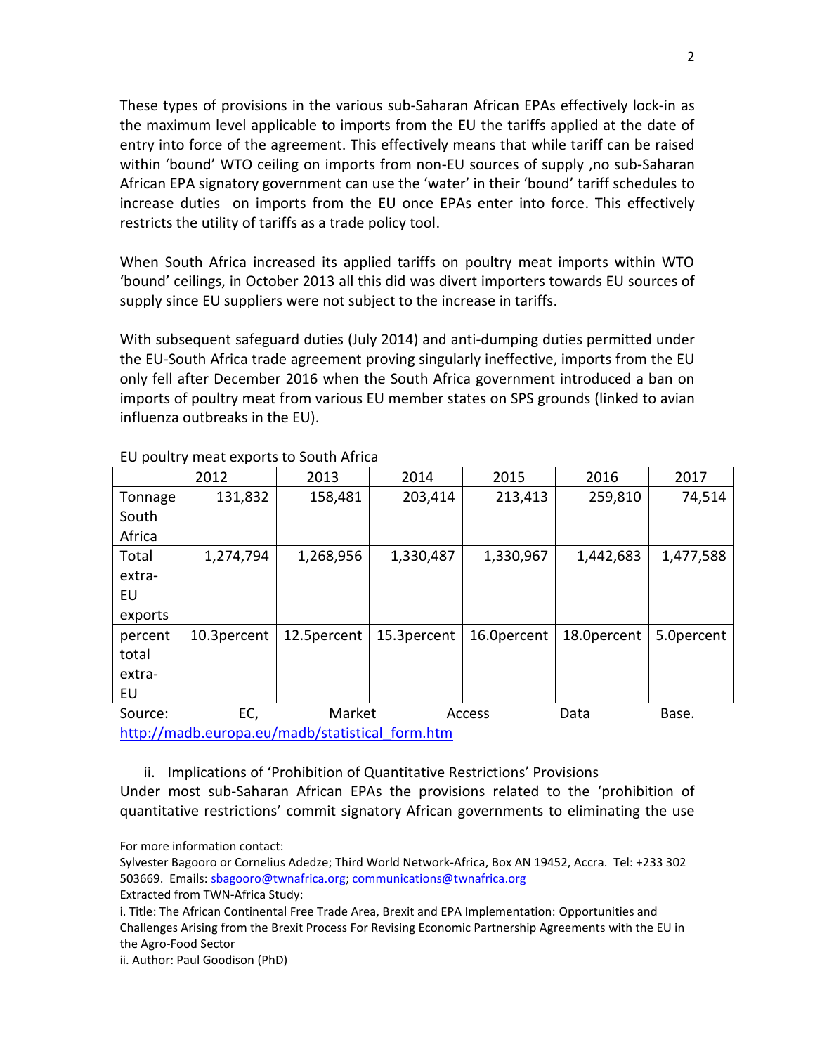These types of provisions in the various sub-Saharan African EPAs effectively lock-in as the maximum level applicable to imports from the EU the tariffs applied at the date of entry into force of the agreement. This effectively means that while tariff can be raised within 'bound' WTO ceiling on imports from non-EU sources of supply ,no sub-Saharan African EPA signatory government can use the 'water' in their 'bound' tariff schedules to increase duties on imports from the EU once EPAs enter into force. This effectively restricts the utility of tariffs as a trade policy tool.

When South Africa increased its applied tariffs on poultry meat imports within WTO 'bound' ceilings, in October 2013 all this did was divert importers towards EU sources of supply since EU suppliers were not subject to the increase in tariffs.

With subsequent safeguard duties (July 2014) and anti-dumping duties permitted under the EU-South Africa trade agreement proving singularly ineffective, imports from the EU only fell after December 2016 when the South Africa government introduced a ban on imports of poultry meat from various EU member states on SPS grounds (linked to avian influenza outbreaks in the EU).

EU poultry meat exports to South Africa

| | 2012 | 2013 | 2014 | 2015 | 2016 | 2017 |
|---|---|---|---|---|---|---|
| Tonnage South Africa | 131,832 | 158,481 | 203,414 | 213,413 | 259,810 | 74,514 |
| Total extra-EU exports | 1,274,794 | 1,268,956 | 1,330,487 | 1,330,967 | 1,442,683 | 1,477,588 |
| percent total extra-EU | 10.3percent | 12.5percent | 15.3percent | 16.0percent | 18.0percent | 5.0percent |

Source: EC, Market Access Data Base. http://madb.europa.eu/madb/statistical_form.htm

ii. Implications of 'Prohibition of Quantitative Restrictions' Provisions

Under most sub-Saharan African EPAs the provisions related to the 'prohibition of quantitative restrictions' commit signatory African governments to eliminating the use

For more information contact:
Sylvester Bagooro or Cornelius Adedze; Third World Network-Africa, Box AN 19452, Accra. Tel: +233 302 503669. Emails: sbagooro@twnafrica.org; communications@twnafrica.org
Extracted from TWN-Africa Study:
i. Title: The African Continental Free Trade Area, Brexit and EPA Implementation: Opportunities and Challenges Arising from the Brexit Process For Revising Economic Partnership Agreements with the EU in the Agro-Food Sector
ii. Author: Paul Goodison (PhD)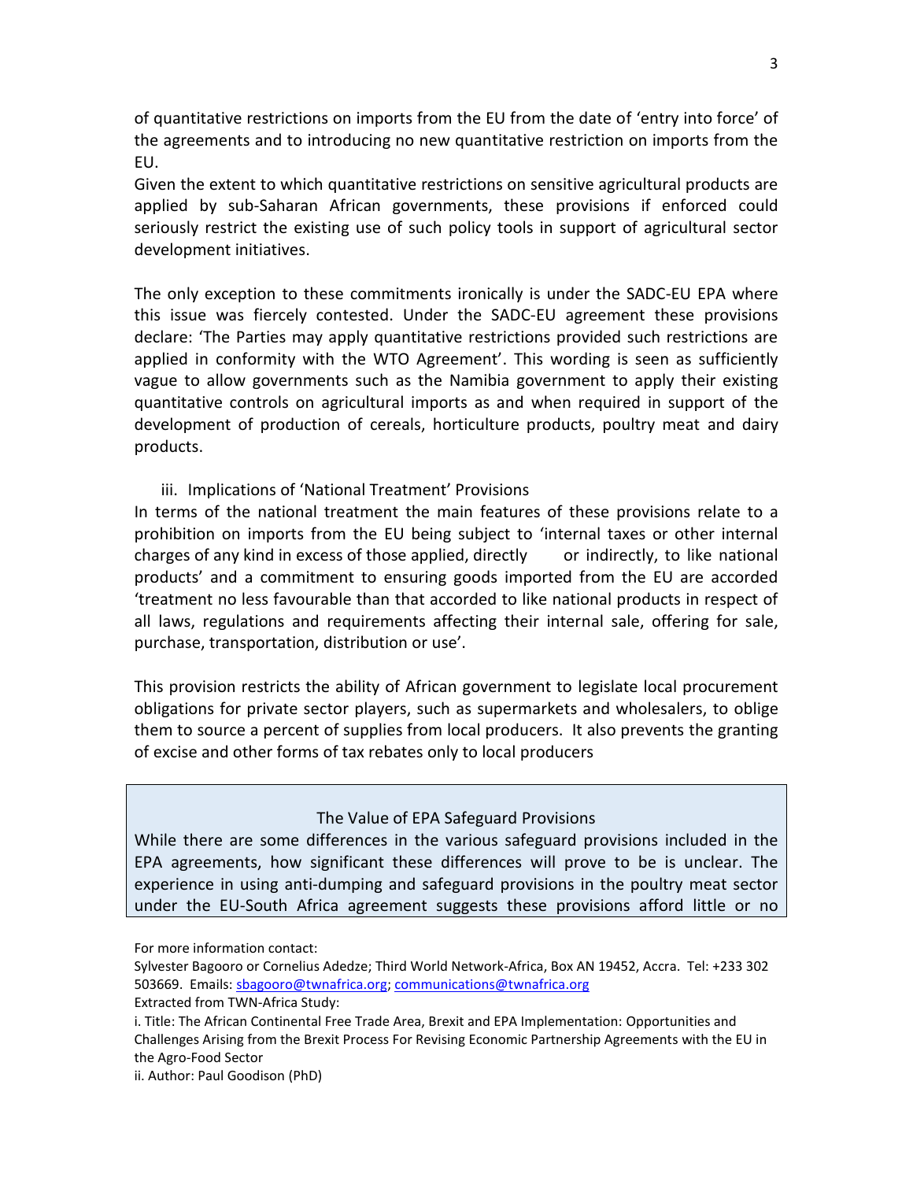of quantitative restrictions on imports from the EU from the date of 'entry into force' of the agreements and to introducing no new quantitative restriction on imports from the EU.

Given the extent to which quantitative restrictions on sensitive agricultural products are applied by sub-Saharan African governments, these provisions if enforced could seriously restrict the existing use of such policy tools in support of agricultural sector development initiatives.

The only exception to these commitments ironically is under the SADC-EU EPA where this issue was fiercely contested. Under the SADC-EU agreement these provisions declare: 'The Parties may apply quantitative restrictions provided such restrictions are applied in conformity with the WTO Agreement'. This wording is seen as sufficiently vague to allow governments such as the Namibia government to apply their existing quantitative controls on agricultural imports as and when required in support of the development of production of cereals, horticulture products, poultry meat and dairy products.

iii. Implications of 'National Treatment' Provisions

In terms of the national treatment the main features of these provisions relate to a prohibition on imports from the EU being subject to 'internal taxes or other internal charges of any kind in excess of those applied, directly or indirectly, to like national products' and a commitment to ensuring goods imported from the EU are accorded 'treatment no less favourable than that accorded to like national products in respect of all laws, regulations and requirements affecting their internal sale, offering for sale, purchase, transportation, distribution or use'.

This provision restricts the ability of African government to legislate local procurement obligations for private sector players, such as supermarkets and wholesalers, to oblige them to source a percent of supplies from local producers. It also prevents the granting of excise and other forms of tax rebates only to local producers

The Value of EPA Safeguard Provisions

While there are some differences in the various safeguard provisions included in the EPA agreements, how significant these differences will prove to be is unclear. The experience in using anti-dumping and safeguard provisions in the poultry meat sector under the EU-South Africa agreement suggests these provisions afford little or no

For more information contact:

Sylvester Bagooro or Cornelius Adedze; Third World Network-Africa, Box AN 19452, Accra. Tel: +233 302 503669. Emails: sbagooro@twnafrica.org; communications@twnafrica.org

Extracted from TWN-Africa Study:

i. Title: The African Continental Free Trade Area, Brexit and EPA Implementation: Opportunities and Challenges Arising from the Brexit Process For Revising Economic Partnership Agreements with the EU in the Agro-Food Sector

ii. Author: Paul Goodison (PhD)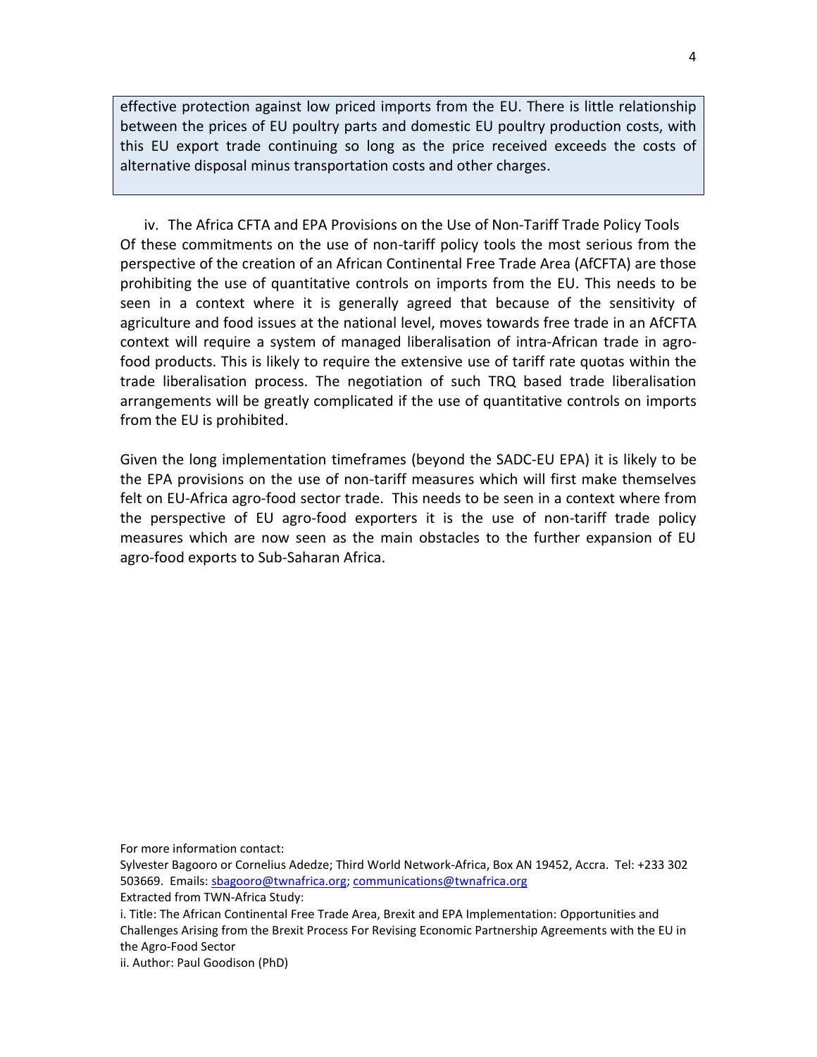effective protection against low priced imports from the EU. There is little relationship between the prices of EU poultry parts and domestic EU poultry production costs, with this EU export trade continuing so long as the price received exceeds the costs of alternative disposal minus transportation costs and other charges.

### iv. The Africa CFTA and EPA Provisions on the Use of Non-Tariff Trade Policy Tools

Of these commitments on the use of non-tariff policy tools the most serious from the perspective of the creation of an African Continental Free Trade Area (AfCFTA) are those prohibiting the use of quantitative controls on imports from the EU. This needs to be seen in a context where it is generally agreed that because of the sensitivity of agriculture and food issues at the national level, moves towards free trade in an AfCFTA context will require a system of managed liberalisation of intra-African trade in agro-food products. This is likely to require the extensive use of tariff rate quotas within the trade liberalisation process. The negotiation of such TRQ based trade liberalisation arrangements will be greatly complicated if the use of quantitative controls on imports from the EU is prohibited.

Given the long implementation timeframes (beyond the SADC-EU EPA) it is likely to be the EPA provisions on the use of non-tariff measures which will first make themselves felt on EU-Africa agro-food sector trade. This needs to be seen in a context where from the perspective of EU agro-food exporters it is the use of non-tariff trade policy measures which are now seen as the main obstacles to the further expansion of EU agro-food exports to Sub-Saharan Africa.

For more information contact:

Sylvester Bagooro or Cornelius Adedze; Third World Network-Africa, Box AN 19452, Accra. Tel: +233 302 503669. Emails: sbagooro@twnafrica.org; communications@twnafrica.org

Extracted from TWN-Africa Study:

i. Title: The African Continental Free Trade Area, Brexit and EPA Implementation: Opportunities and Challenges Arising from the Brexit Process For Revising Economic Partnership Agreements with the EU in the Agro-Food Sector

ii. Author: Paul Goodison (PhD)